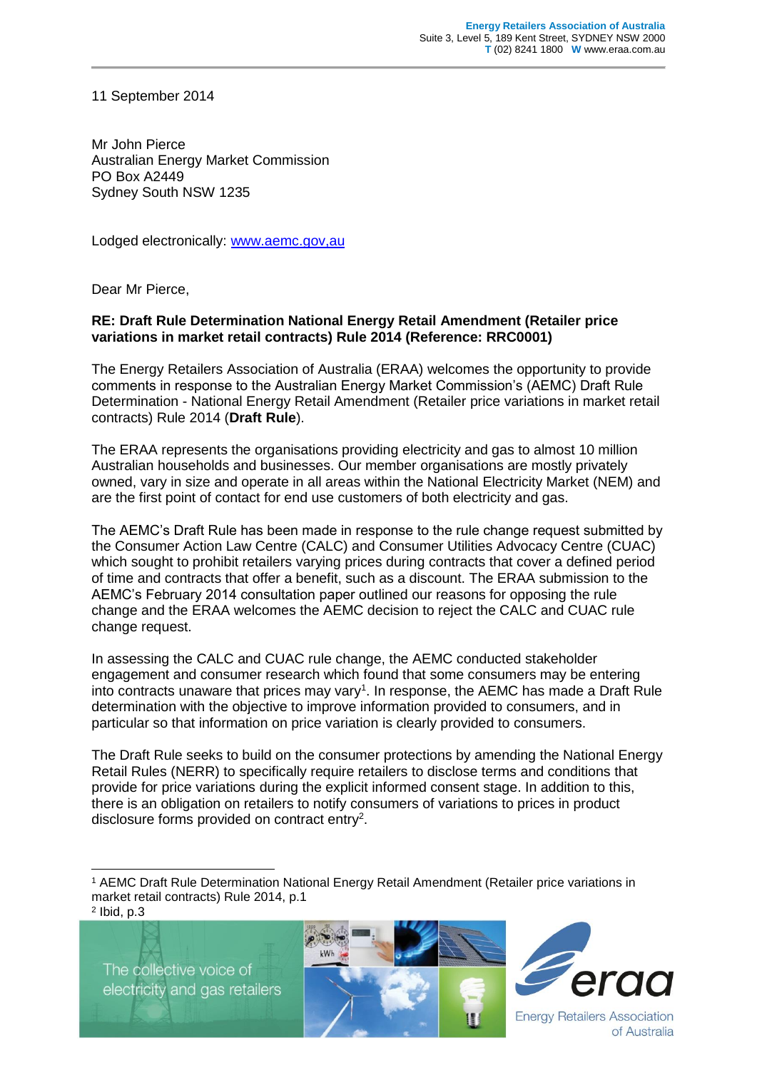Energy Retailers Association of Australia
Suite 3, Level 5, 189 Kent Street, SYDNEY NSW 2000
T (02) 8241 1800 W www.eraa.com.au

11 September 2014

Mr John Pierce
Australian Energy Market Commission
PO Box A2449
Sydney South NSW 1235

Lodged electronically: [www.aemc.gov,au](www.aemc.gov,au)

Dear Mr Pierce,

**RE: Draft Rule Determination National Energy Retail Amendment (Retailer price variations in market retail contracts) Rule 2014 (Reference: RRC0001)**

The Energy Retailers Association of Australia (ERAA) welcomes the opportunity to provide comments in response to the Australian Energy Market Commission's (AEMC) Draft Rule Determination - National Energy Retail Amendment (Retailer price variations in market retail contracts) Rule 2014 (**Draft Rule**).

The ERAA represents the organisations providing electricity and gas to almost 10 million Australian households and businesses. Our member organisations are mostly privately owned, vary in size and operate in all areas within the National Electricity Market (NEM) and are the first point of contact for end use customers of both electricity and gas.

The AEMC's Draft Rule has been made in response to the rule change request submitted by the Consumer Action Law Centre (CALC) and Consumer Utilities Advocacy Centre (CUAC) which sought to prohibit retailers varying prices during contracts that cover a defined period of time and contracts that offer a benefit, such as a discount. The ERAA submission to the AEMC's February 2014 consultation paper outlined our reasons for opposing the rule change and the ERAA welcomes the AEMC decision to reject the CALC and CUAC rule change request.

In assessing the CALC and CUAC rule change, the AEMC conducted stakeholder engagement and consumer research which found that some consumers may be entering into contracts unaware that prices may vary[1]. In response, the AEMC has made a Draft Rule determination with the objective to improve information provided to consumers, and in particular so that information on price variation is clearly provided to consumers.

The Draft Rule seeks to build on the consumer protections by amending the National Energy Retail Rules (NERR) to specifically require retailers to disclose terms and conditions that provide for price variations during the explicit informed consent stage. In addition to this, there is an obligation on retailers to notify consumers of variations to prices in product disclosure forms provided on contract entry[2].

[1] AEMC Draft Rule Determination National Energy Retail Amendment (Retailer price variations in market retail contracts) Rule 2014, p.1

[2] Ibid, p.3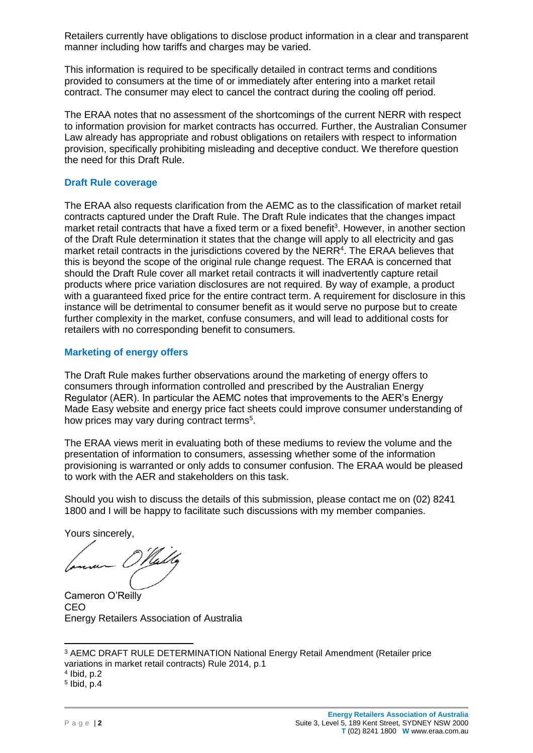Retailers currently have obligations to disclose product information in a clear and transparent manner including how tariffs and charges may be varied.

This information is required to be specifically detailed in contract terms and conditions provided to consumers at the time of or immediately after entering into a market retail contract. The consumer may elect to cancel the contract during the cooling off period.

The ERAA notes that no assessment of the shortcomings of the current NERR with respect to information provision for market contracts has occurred. Further, the Australian Consumer Law already has appropriate and robust obligations on retailers with respect to information provision, specifically prohibiting misleading and deceptive conduct. We therefore question the need for this Draft Rule.

### Draft Rule coverage

The ERAA also requests clarification from the AEMC as to the classification of market retail contracts captured under the Draft Rule. The Draft Rule indicates that the changes impact market retail contracts that have a fixed term or a fixed benefit[3]. However, in another section of the Draft Rule determination it states that the change will apply to all electricity and gas market retail contracts in the jurisdictions covered by the NERR[4]. The ERAA believes that this is beyond the scope of the original rule change request. The ERAA is concerned that should the Draft Rule cover all market retail contracts it will inadvertently capture retail products where price variation disclosures are not required. By way of example, a product with a guaranteed fixed price for the entire contract term. A requirement for disclosure in this instance will be detrimental to consumer benefit as it would serve no purpose but to create further complexity in the market, confuse consumers, and will lead to additional costs for retailers with no corresponding benefit to consumers.

### Marketing of energy offers

The Draft Rule makes further observations around the marketing of energy offers to consumers through information controlled and prescribed by the Australian Energy Regulator (AER). In particular the AEMC notes that improvements to the AER's Energy Made Easy website and energy price fact sheets could improve consumer understanding of how prices may vary during contract terms[5].

The ERAA views merit in evaluating both of these mediums to review the volume and the presentation of information to consumers, assessing whether some of the information provisioning is warranted or only adds to consumer confusion. The ERAA would be pleased to work with the AER and stakeholders on this task.

Should you wish to discuss the details of this submission, please contact me on (02) 8241 1800 and I will be happy to facilitate such discussions with my member companies.

Yours sincerely,

Cameron O'Reilly
CEO
Energy Retailers Association of Australia

---

[3] AEMC DRAFT RULE DETERMINATION National Energy Retail Amendment (Retailer price variations in market retail contracts) Rule 2014, p.1

[4] Ibid, p.2

[5] Ibid, p.4